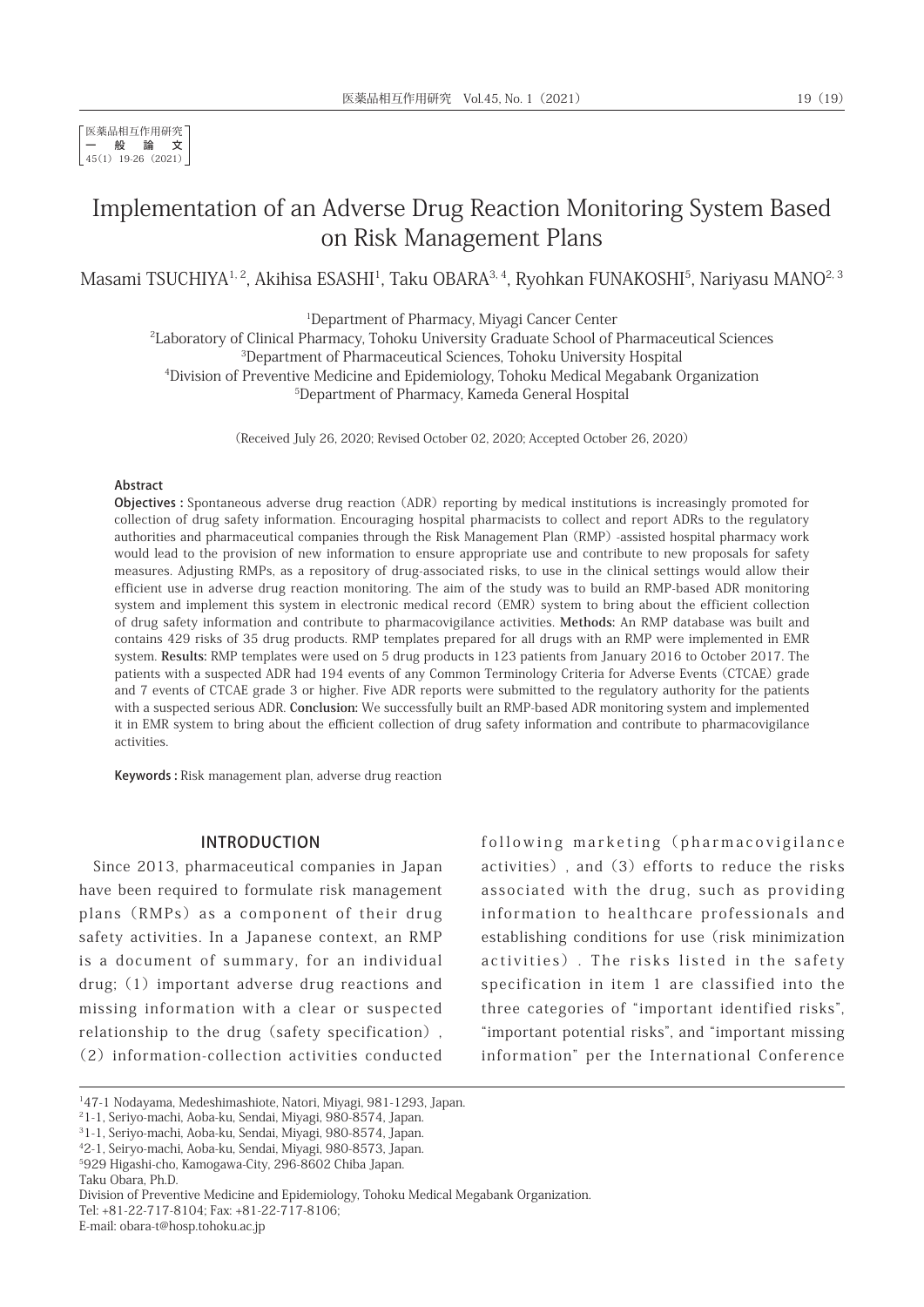医薬品相互作用研究
一般論文
45(1) 19-26 (2021)

# Implementation of an Adverse Drug Reaction Monitoring System Based on Risk Management Plans

Masami TSUCHIYA[1, 2], Akihisa ESASHI[1], Taku OBARA[3, 4], Ryohkan FUNAKOSHI[5], Nariyasu MANO[2, 3]

[1]Department of Pharmacy, Miyagi Cancer Center
[2]Laboratory of Clinical Pharmacy, Tohoku University Graduate School of Pharmaceutical Sciences
[3]Department of Pharmaceutical Sciences, Tohoku University Hospital
[4]Division of Preventive Medicine and Epidemiology, Tohoku Medical Megabank Organization
[5]Department of Pharmacy, Kameda General Hospital

(Received July 26, 2020; Revised October 02, 2020; Accepted October 26, 2020)

## Abstract

**Objectives :** Spontaneous adverse drug reaction (ADR) reporting by medical institutions is increasingly promoted for collection of drug safety information. Encouraging hospital pharmacists to collect and report ADRs to the regulatory authorities and pharmaceutical companies through the Risk Management Plan (RMP) -assisted hospital pharmacy work would lead to the provision of new information to ensure appropriate use and contribute to new proposals for safety measures. Adjusting RMPs, as a repository of drug-associated risks, to use in the clinical settings would allow their efficient use in adverse drug reaction monitoring. The aim of the study was to build an RMP-based ADR monitoring system and implement this system in electronic medical record (EMR) system to bring about the efficient collection of drug safety information and contribute to pharmacovigilance activities. **Methods:** An RMP database was built and contains 429 risks of 35 drug products. RMP templates prepared for all drugs with an RMP were implemented in EMR system. **Results:** RMP templates were used on 5 drug products in 123 patients from January 2016 to October 2017. The patients with a suspected ADR had 194 events of any Common Terminology Criteria for Adverse Events (CTCAE) grade and 7 events of CTCAE grade 3 or higher. Five ADR reports were submitted to the regulatory authority for the patients with a suspected serious ADR. **Conclusion:** We successfully built an RMP-based ADR monitoring system and implemented it in EMR system to bring about the efficient collection of drug safety information and contribute to pharmacovigilance activities.

**Keywords :** Risk management plan, adverse drug reaction

## INTRODUCTION

Since 2013, pharmaceutical companies in Japan have been required to formulate risk management plans (RMPs) as a component of their drug safety activities. In a Japanese context, an RMP is a document of summary, for an individual drug; (1) important adverse drug reactions and missing information with a clear or suspected relationship to the drug (safety specification), (2) information-collection activities conducted following marketing (pharmacovigilance activities), and (3) efforts to reduce the risks associated with the drug, such as providing information to healthcare professionals and establishing conditions for use (risk minimization activities). The risks listed in the safety specification in item 1 are classified into the three categories of "important identified risks", "important potential risks", and "important missing information" per the International Conference

---

[1]47-1 Nodayama, Medeshimashiote, Natori, Miyagi, 981-1293, Japan.
[2]1-1, Seriyo-machi, Aoba-ku, Sendai, Miyagi, 980-8574, Japan.
[3]1-1, Seriyo-machi, Aoba-ku, Sendai, Miyagi, 980-8574, Japan.
[4]2-1, Seiryo-machi, Aoba-ku, Sendai, Miyagi, 980-8573, Japan.
[5]929 Higashi-cho, Kamogawa-City, 296-8602 Chiba Japan.
Taku Obara, Ph.D.
Division of Preventive Medicine and Epidemiology, Tohoku Medical Megabank Organization.
Tel: +81-22-717-8104; Fax: +81-22-717-8106;
E-mail: obara-t@hosp.tohoku.ac.jp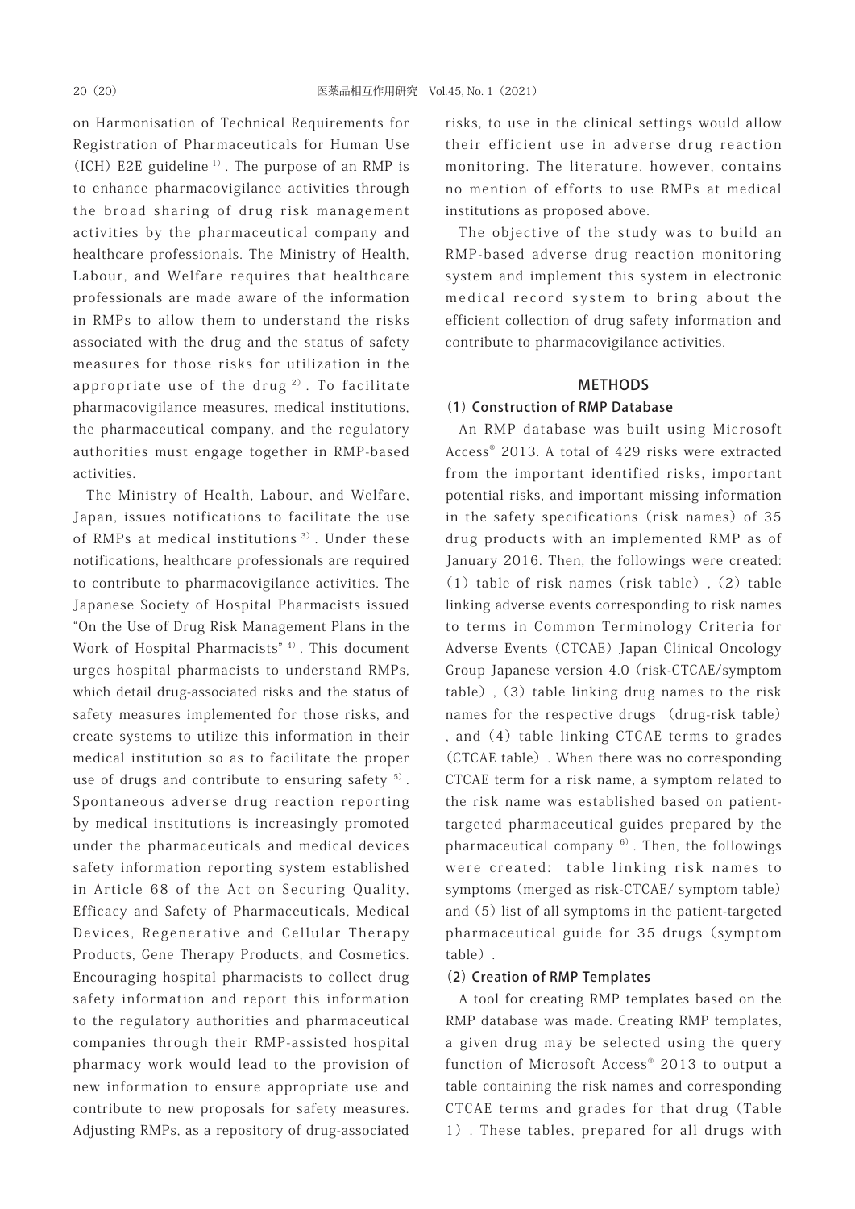on Harmonisation of Technical Requirements for Registration of Pharmaceuticals for Human Use (ICH) E2E guideline [1]. The purpose of an RMP is to enhance pharmacovigilance activities through the broad sharing of drug risk management activities by the pharmaceutical company and healthcare professionals. The Ministry of Health, Labour, and Welfare requires that healthcare professionals are made aware of the information in RMPs to allow them to understand the risks associated with the drug and the status of safety measures for those risks for utilization in the appropriate use of the drug [2]. To facilitate pharmacovigilance measures, medical institutions, the pharmaceutical company, and the regulatory authorities must engage together in RMP-based activities.

The Ministry of Health, Labour, and Welfare, Japan, issues notifications to facilitate the use of RMPs at medical institutions [3]. Under these notifications, healthcare professionals are required to contribute to pharmacovigilance activities. The Japanese Society of Hospital Pharmacists issued "On the Use of Drug Risk Management Plans in the Work of Hospital Pharmacists" [4]. This document urges hospital pharmacists to understand RMPs, which detail drug-associated risks and the status of safety measures implemented for those risks, and create systems to utilize this information in their medical institution so as to facilitate the proper use of drugs and contribute to ensuring safety [5]. Spontaneous adverse drug reaction reporting by medical institutions is increasingly promoted under the pharmaceuticals and medical devices safety information reporting system established in Article 68 of the Act on Securing Quality, Efficacy and Safety of Pharmaceuticals, Medical Devices, Regenerative and Cellular Therapy Products, Gene Therapy Products, and Cosmetics. Encouraging hospital pharmacists to collect drug safety information and report this information to the regulatory authorities and pharmaceutical companies through their RMP-assisted hospital pharmacy work would lead to the provision of new information to ensure appropriate use and contribute to new proposals for safety measures. Adjusting RMPs, as a repository of drug-associated risks, to use in the clinical settings would allow their efficient use in adverse drug reaction monitoring. The literature, however, contains no mention of efforts to use RMPs at medical institutions as proposed above.

The objective of the study was to build an RMP-based adverse drug reaction monitoring system and implement this system in electronic medical record system to bring about the efficient collection of drug safety information and contribute to pharmacovigilance activities.

## METHODS

### (1) Construction of RMP Database

An RMP database was built using Microsoft Access® 2013. A total of 429 risks were extracted from the important identified risks, important potential risks, and important missing information in the safety specifications (risk names) of 35 drug products with an implemented RMP as of January 2016. Then, the followings were created: (1) table of risk names (risk table), (2) table linking adverse events corresponding to risk names to terms in Common Terminology Criteria for Adverse Events (CTCAE) Japan Clinical Oncology Group Japanese version 4.0 (risk-CTCAE/symptom table), (3) table linking drug names to the risk names for the respective drugs (drug-risk table), and (4) table linking CTCAE terms to grades (CTCAE table). When there was no corresponding CTCAE term for a risk name, a symptom related to the risk name was established based on patient-targeted pharmaceutical guides prepared by the pharmaceutical company [6]. Then, the followings were created: table linking risk names to symptoms (merged as risk-CTCAE/ symptom table) and (5) list of all symptoms in the patient-targeted pharmaceutical guide for 35 drugs (symptom table).

### (2) Creation of RMP Templates

A tool for creating RMP templates based on the RMP database was made. Creating RMP templates, a given drug may be selected using the query function of Microsoft Access® 2013 to output a table containing the risk names and corresponding CTCAE terms and grades for that drug (Table 1). These tables, prepared for all drugs with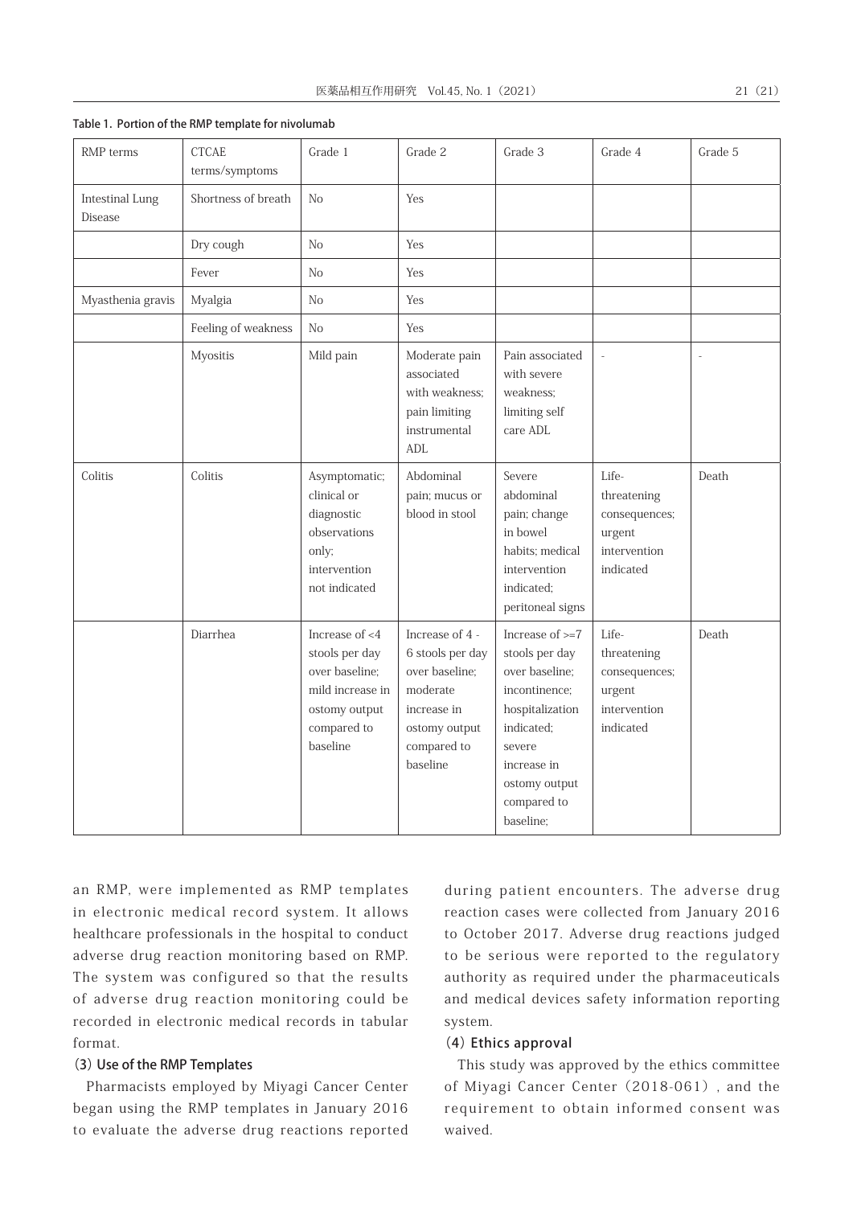Table 1. Portion of the RMP template for nivolumab

| RMP terms | CTCAE terms/symptoms | Grade 1 | Grade 2 | Grade 3 | Grade 4 | Grade 5 |
| --- | --- | --- | --- | --- | --- | --- |
| Intestinal Lung Disease | Shortness of breath | No | Yes | | | |
| | Dry cough | No | Yes | | | |
| | Fever | No | Yes | | | |
| Myasthenia gravis | Myalgia | No | Yes | | | |
| | Feeling of weakness | No | Yes | | | |
| | Myositis | Mild pain | Moderate pain associated with weakness; pain limiting instrumental ADL | Pain associated with severe weakness; limiting self care ADL | - | - |
| Colitis | Colitis | Asymptomatic; clinical or diagnostic observations only; intervention not indicated | Abdominal pain; mucus or blood in stool | Severe abdominal pain; change in bowel habits; medical intervention indicated; peritoneal signs | Life-threatening consequences; urgent intervention indicated | Death |
| | Diarrhea | Increase of <4 stools per day over baseline; mild increase in ostomy output compared to baseline | Increase of 4 - 6 stools per day over baseline; moderate increase in ostomy output compared to baseline | Increase of >=7 stools per day over baseline; incontinence; hospitalization indicated; severe increase in ostomy output compared to baseline; | Life-threatening consequences; urgent intervention indicated | Death |

an RMP, were implemented as RMP templates in electronic medical record system. It allows healthcare professionals in the hospital to conduct adverse drug reaction monitoring based on RMP. The system was configured so that the results of adverse drug reaction monitoring could be recorded in electronic medical records in tabular format.

### (3) Use of the RMP Templates

Pharmacists employed by Miyagi Cancer Center began using the RMP templates in January 2016 to evaluate the adverse drug reactions reported during patient encounters. The adverse drug reaction cases were collected from January 2016 to October 2017. Adverse drug reactions judged to be serious were reported to the regulatory authority as required under the pharmaceuticals and medical devices safety information reporting system.

### (4) Ethics approval

This study was approved by the ethics committee of Miyagi Cancer Center (2018-061), and the requirement to obtain informed consent was waived.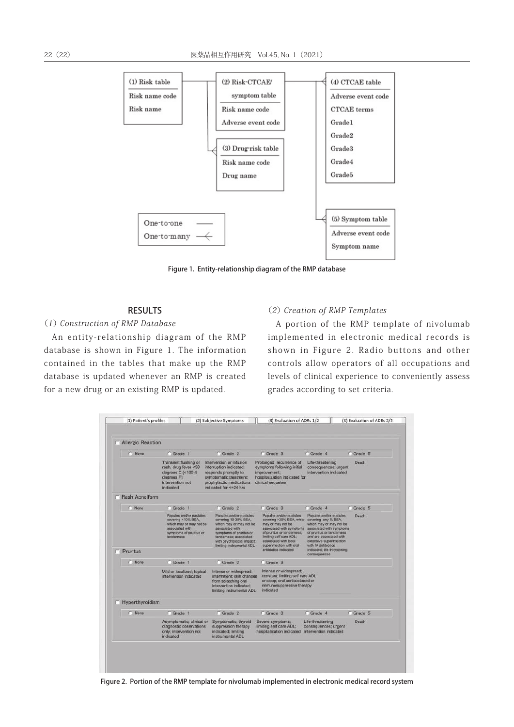| (1) Risk table | (2) Risk-CTCAE/symptom table | (3) Drug-risk table | (4) CTCAE table | (5) Symptom table |
|---|---|---|---|---|
| Risk name code | Risk name code | Risk name code | Adverse event code | Adverse event code |
| Risk name | Adverse event code | Drug name | CTCAE terms | Symptom name |
| | | | Grade1 | |
| | | | Grade2 | |
| | | | Grade3 | |
| | | | Grade4 | |
| | | | Grade5 | |

One-to-one ——
One-to-many —<

Figure 1. Entity-relationship diagram of the RMP database

## RESULTS

### (1) Construction of RMP Database

An entity-relationship diagram of the RMP database is shown in Figure 1. The information contained in the tables that make up the RMP database is updated whenever an RMP is created for a new drug or an existing RMP is updated.

### (2) Creation of RMP Templates

A portion of the RMP template of nivolumab implemented in electronic medical records is shown in Figure 2. Radio buttons and other controls allow operators of all occupations and levels of clinical experience to conveniently assess grades according to set criteria.

(1) Patient's profiles | (2) Subjective Symptoms | (3) Evaluation of ADRs 1/2 | (3) Evaluation of ADRs 2/2

**Allergic Reaction**

| None | Grade 1 | Grade 2 | Grade 3 | Grade 4 | Grade 5 |
|---|---|---|---|---|---|
| | Transient flushing or rash, drug fever <38 degrees C (<100.4 degrees F); intervention not indicated | Intervention or infusion interruption indicated; responds promptly to symptomatic treatment; prophylactic medications indicated for <=24 hrs | Prolonged; recurrence of symptoms following initial improvement; hospitalization indicated for clinical sequelae | Life-threatening consequences; urgent intervention indicated | Death |

**Rash Acneiform**

| None | Grade 1 | Grade 2 | Grade 3 | Grade 4 | Grade 5 |
|---|---|---|---|---|---|
| | Papules and/or pustules covering <10% BSA, which may or may not be associated with symptoms of pruritus or tenderness | Papules and/or pustules covering 10-30% BSA, which may or may not be associated with symptoms of pruritus or tenderness; associated with psychosocial impact; limiting instrumental ADL | Papules and/or pustules covering >30% BSA, which may or may not be associated with symptoms of pruritus or tenderness; limiting self care ADL; associated with local superinfection with oral antibiotics indicated | Papules and/or pustules covering any % BSA, which may or may not be associated with symptoms of pruritus or tenderness and are associated with extensive superinfection with IV antibiotics indicated; life-threatening consequences | Death |

**Pruritus**

| None | Grade 1 | Grade 2 | Grade 3 |
|---|---|---|---|
| | Mild or localized; topical intervention indicated | Intense or widespread; intermittent; skin changes from scratching oral intervention indicated; limiting instrumental ADL | Intense or widespread; constant; limiting self care ADL or sleep; oral corticosteroid or immunosuppressive therapy indicated |

**Hyperthyroidism**

| None | Grade 1 | Grade 2 | Grade 3 | Grade 4 | Grade 5 |
|---|---|---|---|---|---|
| | Asymptomatic; clinical or diagnostic observations only; intervention not indicated | Symptomatic; thyroid suppression therapy indicated; limiting instrumental ADL | Severe symptoms; limiting self care ADL; hospitalization indicated | Life-threatening consequences; urgent intervention indicated | Death |

Figure 2. Portion of the RMP template for nivolumab implemented in electronic medical record system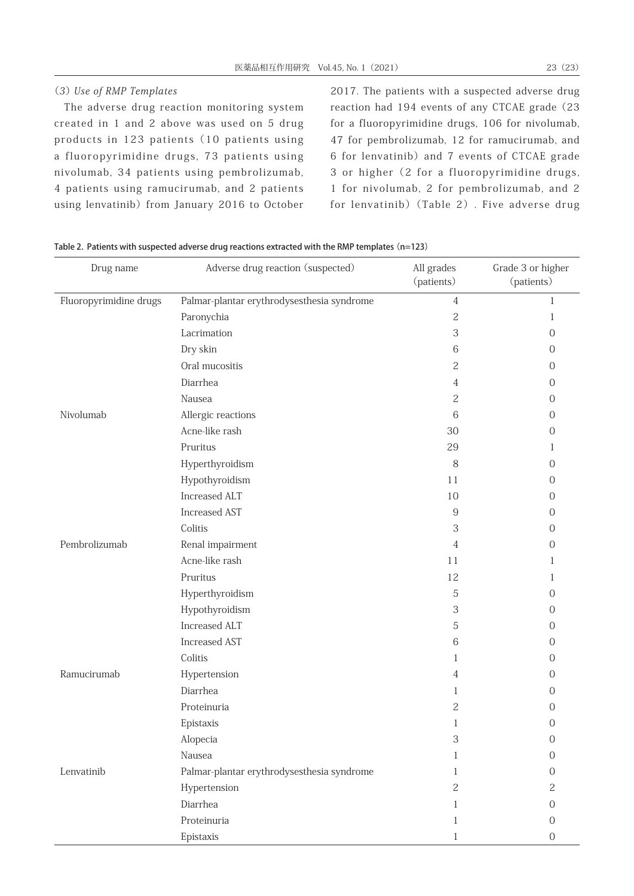### (3) *Use of RMP Templates*

The adverse drug reaction monitoring system created in 1 and 2 above was used on 5 drug products in 123 patients (10 patients using a fluoropyrimidine drugs, 73 patients using nivolumab, 34 patients using pembrolizumab, 4 patients using ramucirumab, and 2 patients using lenvatinib) from January 2016 to October 2017. The patients with a suspected adverse drug reaction had 194 events of any CTCAE grade (23 for a fluoropyrimidine drugs, 106 for nivolumab, 47 for pembrolizumab, 12 for ramucirumab, and 6 for lenvatinib) and 7 events of CTCAE grade 3 or higher (2 for a fluoropyrimidine drugs, 1 for nivolumab, 2 for pembrolizumab, and 2 for lenvatinib) (Table 2). Five adverse drug

**Table 2. Patients with suspected adverse drug reactions extracted with the RMP templates (n=123)**

| Drug name | Adverse drug reaction (suspected) | All grades (patients) | Grade 3 or higher (patients) |
|---|---|---|---|
| Fluoropyrimidine drugs | Palmar-plantar erythrodysesthesia syndrome | 4 | 1 |
| | Paronychia | 2 | 1 |
| | Lacrimation | 3 | 0 |
| | Dry skin | 6 | 0 |
| | Oral mucositis | 2 | 0 |
| | Diarrhea | 4 | 0 |
| | Nausea | 2 | 0 |
| Nivolumab | Allergic reactions | 6 | 0 |
| | Acne-like rash | 30 | 0 |
| | Pruritus | 29 | 1 |
| | Hyperthyroidism | 8 | 0 |
| | Hypothyroidism | 11 | 0 |
| | Increased ALT | 10 | 0 |
| | Increased AST | 9 | 0 |
| | Colitis | 3 | 0 |
| Pembrolizumab | Renal impairment | 4 | 0 |
| | Acne-like rash | 11 | 1 |
| | Pruritus | 12 | 1 |
| | Hyperthyroidism | 5 | 0 |
| | Hypothyroidism | 3 | 0 |
| | Increased ALT | 5 | 0 |
| | Increased AST | 6 | 0 |
| | Colitis | 1 | 0 |
| Ramucirumab | Hypertension | 4 | 0 |
| | Diarrhea | 1 | 0 |
| | Proteinuria | 2 | 0 |
| | Epistaxis | 1 | 0 |
| | Alopecia | 3 | 0 |
| | Nausea | 1 | 0 |
| Lenvatinib | Palmar-plantar erythrodysesthesia syndrome | 1 | 0 |
| | Hypertension | 2 | 2 |
| | Diarrhea | 1 | 0 |
| | Proteinuria | 1 | 0 |
| | Epistaxis | 1 | 0 |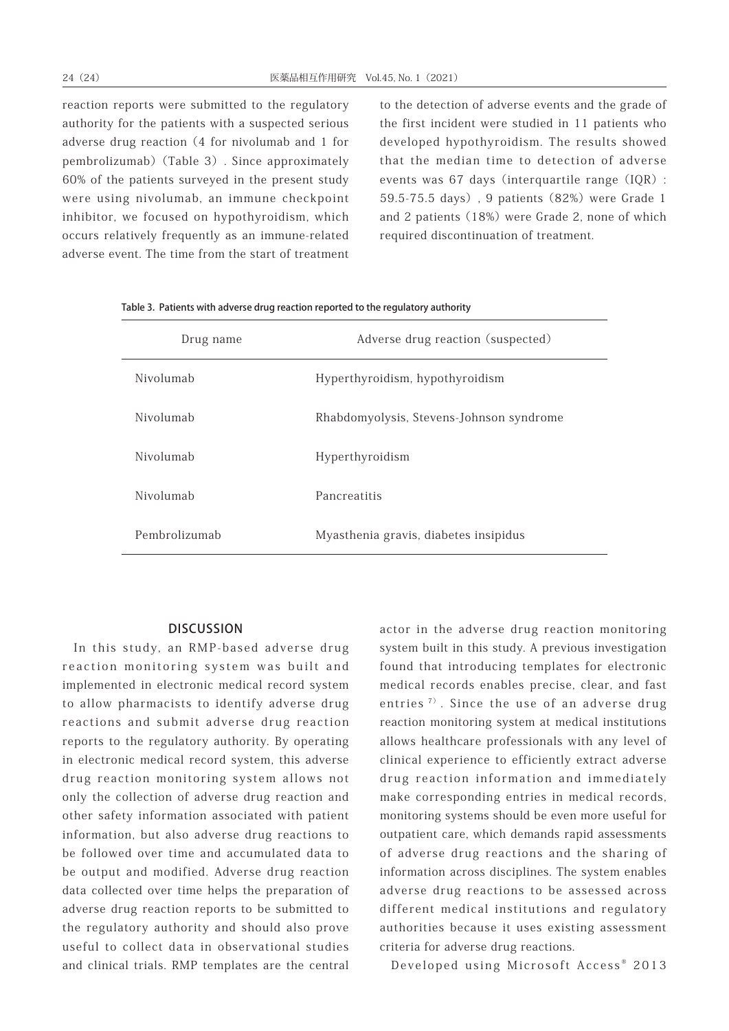reaction reports were submitted to the regulatory authority for the patients with a suspected serious adverse drug reaction (4 for nivolumab and 1 for pembrolizumab) (Table 3). Since approximately 60% of the patients surveyed in the present study were using nivolumab, an immune checkpoint inhibitor, we focused on hypothyroidism, which occurs relatively frequently as an immune-related adverse event. The time from the start of treatment to the detection of adverse events and the grade of the first incident were studied in 11 patients who developed hypothyroidism. The results showed that the median time to detection of adverse events was 67 days (interquartile range (IQR): 59.5-75.5 days), 9 patients (82%) were Grade 1 and 2 patients (18%) were Grade 2, none of which required discontinuation of treatment.

**Table 3. Patients with adverse drug reaction reported to the regulatory authority**

| Drug name | Adverse drug reaction (suspected) |
|---|---|
| Nivolumab | Hyperthyroidism, hypothyroidism |
| Nivolumab | Rhabdomyolysis, Stevens-Johnson syndrome |
| Nivolumab | Hyperthyroidism |
| Nivolumab | Pancreatitis |
| Pembrolizumab | Myasthenia gravis, diabetes insipidus |

## DISCUSSION

In this study, an RMP-based adverse drug reaction monitoring system was built and implemented in electronic medical record system to allow pharmacists to identify adverse drug reactions and submit adverse drug reaction reports to the regulatory authority. By operating in electronic medical record system, this adverse drug reaction monitoring system allows not only the collection of adverse drug reaction and other safety information associated with patient information, but also adverse drug reactions to be followed over time and accumulated data to be output and modified. Adverse drug reaction data collected over time helps the preparation of adverse drug reaction reports to be submitted to the regulatory authority and should also prove useful to collect data in observational studies and clinical trials. RMP templates are the central actor in the adverse drug reaction monitoring system built in this study. A previous investigation found that introducing templates for electronic medical records enables precise, clear, and fast entries[7]. Since the use of an adverse drug reaction monitoring system at medical institutions allows healthcare professionals with any level of clinical experience to efficiently extract adverse drug reaction information and immediately make corresponding entries in medical records, monitoring systems should be even more useful for outpatient care, which demands rapid assessments of adverse drug reactions and the sharing of information across disciplines. The system enables adverse drug reactions to be assessed across different medical institutions and regulatory authorities because it uses existing assessment criteria for adverse drug reactions.

Developed using Microsoft Access® 2013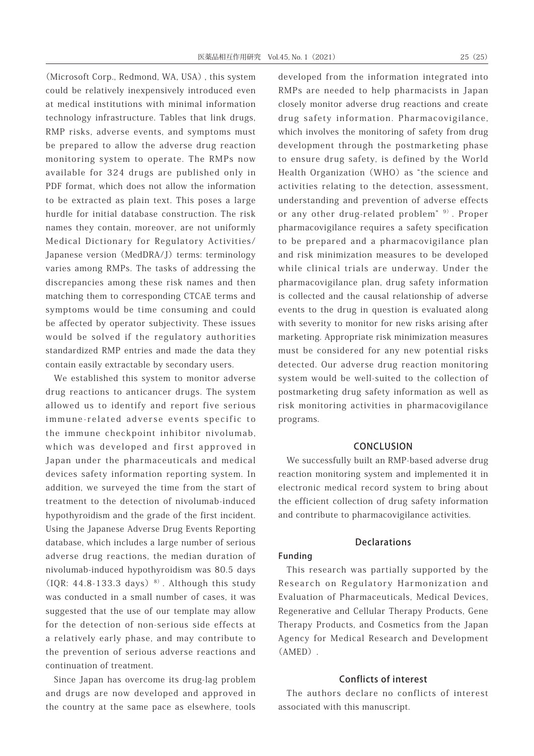(Microsoft Corp., Redmond, WA, USA), this system could be relatively inexpensively introduced even at medical institutions with minimal information technology infrastructure. Tables that link drugs, RMP risks, adverse events, and symptoms must be prepared to allow the adverse drug reaction monitoring system to operate. The RMPs now available for 324 drugs are published only in PDF format, which does not allow the information to be extracted as plain text. This poses a large hurdle for initial database construction. The risk names they contain, moreover, are not uniformly Medical Dictionary for Regulatory Activities/Japanese version (MedDRA/J) terms: terminology varies among RMPs. The tasks of addressing the discrepancies among these risk names and then matching them to corresponding CTCAE terms and symptoms would be time consuming and could be affected by operator subjectivity. These issues would be solved if the regulatory authorities standardized RMP entries and made the data they contain easily extractable by secondary users.

We established this system to monitor adverse drug reactions to anticancer drugs. The system allowed us to identify and report five serious immune-related adverse events specific to the immune checkpoint inhibitor nivolumab, which was developed and first approved in Japan under the pharmaceuticals and medical devices safety information reporting system. In addition, we surveyed the time from the start of treatment to the detection of nivolumab-induced hypothyroidism and the grade of the first incident. Using the Japanese Adverse Drug Events Reporting database, which includes a large number of serious adverse drug reactions, the median duration of nivolumab-induced hypothyroidism was 80.5 days (IQR: 44.8-133.3 days)[8]. Although this study was conducted in a small number of cases, it was suggested that the use of our template may allow for the detection of non-serious side effects at a relatively early phase, and may contribute to the prevention of serious adverse reactions and continuation of treatment.

Since Japan has overcome its drug-lag problem and drugs are now developed and approved in the country at the same pace as elsewhere, tools developed from the information integrated into RMPs are needed to help pharmacists in Japan closely monitor adverse drug reactions and create drug safety information. Pharmacovigilance, which involves the monitoring of safety from drug development through the postmarketing phase to ensure drug safety, is defined by the World Health Organization (WHO) as "the science and activities relating to the detection, assessment, understanding and prevention of adverse effects or any other drug-related problem"[9]. Proper pharmacovigilance requires a safety specification to be prepared and a pharmacovigilance plan and risk minimization measures to be developed while clinical trials are underway. Under the pharmacovigilance plan, drug safety information is collected and the causal relationship of adverse events to the drug in question is evaluated along with severity to monitor for new risks arising after marketing. Appropriate risk minimization measures must be considered for any new potential risks detected. Our adverse drug reaction monitoring system would be well-suited to the collection of postmarketing drug safety information as well as risk monitoring activities in pharmacovigilance programs.

## CONCLUSION

We successfully built an RMP-based adverse drug reaction monitoring system and implemented it in electronic medical record system to bring about the efficient collection of drug safety information and contribute to pharmacovigilance activities.

## Declarations

### Funding

This research was partially supported by the Research on Regulatory Harmonization and Evaluation of Pharmaceuticals, Medical Devices, Regenerative and Cellular Therapy Products, Gene Therapy Products, and Cosmetics from the Japan Agency for Medical Research and Development (AMED).

## Conflicts of interest

The authors declare no conflicts of interest associated with this manuscript.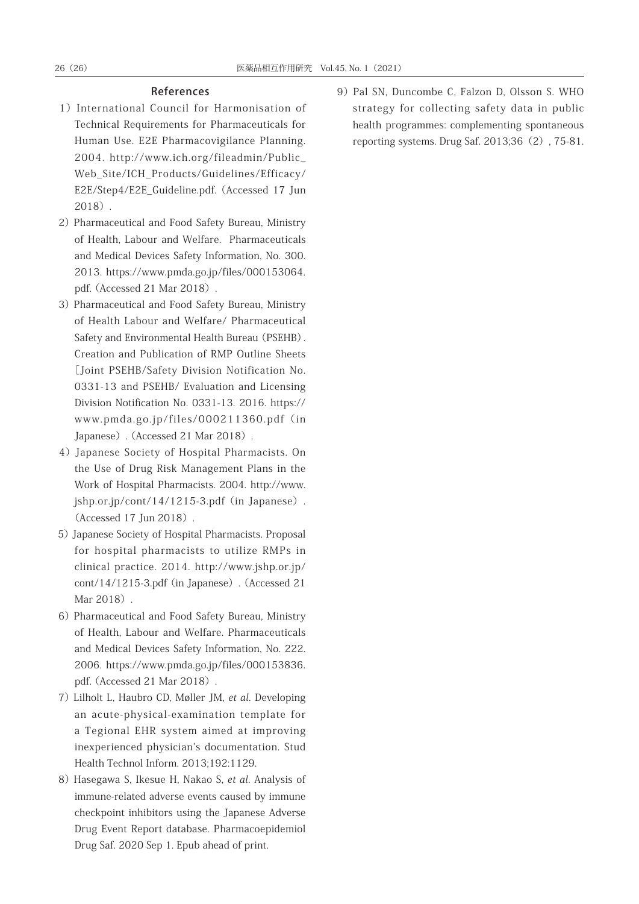## References

1) International Council for Harmonisation of Technical Requirements for Pharmaceuticals for Human Use. E2E Pharmacovigilance Planning. 2004. http://www.ich.org/fileadmin/Public_Web_Site/ICH_Products/Guidelines/Efficacy/E2E/Step4/E2E_Guideline.pdf.（Accessed 17 Jun 2018）.

2) Pharmaceutical and Food Safety Bureau, Ministry of Health, Labour and Welfare. Pharmaceuticals and Medical Devices Safety Information, No. 300. 2013. https://www.pmda.go.jp/files/000153064.pdf.（Accessed 21 Mar 2018）.

3) Pharmaceutical and Food Safety Bureau, Ministry of Health Labour and Welfare/ Pharmaceutical Safety and Environmental Health Bureau（PSEHB）. Creation and Publication of RMP Outline Sheets [Joint PSEHB/Safety Division Notification No. 0331-13 and PSEHB/ Evaluation and Licensing Division Notification No. 0331-13. 2016. https://www.pmda.go.jp/files/000211360.pdf（in Japanese）.（Accessed 21 Mar 2018）.

4) Japanese Society of Hospital Pharmacists. On the Use of Drug Risk Management Plans in the Work of Hospital Pharmacists. 2004. http://www.jshp.or.jp/cont/14/1215-3.pdf（in Japanese）.（Accessed 17 Jun 2018）.

5) Japanese Society of Hospital Pharmacists. Proposal for hospital pharmacists to utilize RMPs in clinical practice. 2014. http://www.jshp.or.jp/cont/14/1215-3.pdf（in Japanese）.（Accessed 21 Mar 2018）.

6) Pharmaceutical and Food Safety Bureau, Ministry of Health, Labour and Welfare. Pharmaceuticals and Medical Devices Safety Information, No. 222. 2006. https://www.pmda.go.jp/files/000153836.pdf.（Accessed 21 Mar 2018）.

7) Lilholt L, Haubro CD, Møller JM, *et al*. Developing an acute-physical-examination template for a Tegional EHR system aimed at improving inexperienced physician's documentation. Stud Health Technol Inform. 2013;192:1129.

8) Hasegawa S, Ikesue H, Nakao S, *et al*. Analysis of immune-related adverse events caused by immune checkpoint inhibitors using the Japanese Adverse Drug Event Report database. Pharmacoepidemiol Drug Saf. 2020 Sep 1. Epub ahead of print.

9) Pal SN, Duncombe C, Falzon D, Olsson S. WHO strategy for collecting safety data in public health programmes: complementing spontaneous reporting systems. Drug Saf. 2013;36（2）, 75-81.